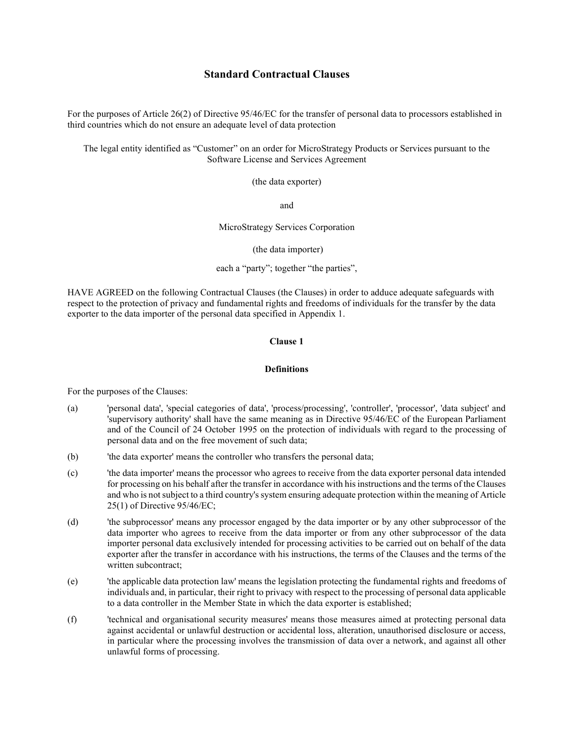# Standard Contractual Clauses

For the purposes of Article 26(2) of Directive 95/46/EC for the transfer of personal data to processors established in third countries which do not ensure an adequate level of data protection

The legal entity identified as "Customer" on an order for MicroStrategy Products or Services pursuant to the Software License and Services Agreement

(the data exporter)

and

MicroStrategy Services Corporation

(the data importer)

each a "party"; together "the parties",

HAVE AGREED on the following Contractual Clauses (the Clauses) in order to adduce adequate safeguards with respect to the protection of privacy and fundamental rights and freedoms of individuals for the transfer by the data exporter to the data importer of the personal data specified in Appendix 1.

**Clause 1**

**Definitions**

For the purposes of the Clauses:

(a) 'personal data', 'special categories of data', 'process/processing', 'controller', 'processor', 'data subject' and 'supervisory authority' shall have the same meaning as in Directive 95/46/EC of the European Parliament and of the Council of 24 October 1995 on the protection of individuals with regard to the processing of personal data and on the free movement of such data;

(b) 'the data exporter' means the controller who transfers the personal data;

(c) 'the data importer' means the processor who agrees to receive from the data exporter personal data intended for processing on his behalf after the transfer in accordance with his instructions and the terms of the Clauses and who is not subject to a third country's system ensuring adequate protection within the meaning of Article 25(1) of Directive 95/46/EC;

(d) 'the subprocessor' means any processor engaged by the data importer or by any other subprocessor of the data importer who agrees to receive from the data importer or from any other subprocessor of the data importer personal data exclusively intended for processing activities to be carried out on behalf of the data exporter after the transfer in accordance with his instructions, the terms of the Clauses and the terms of the written subcontract;

(e) 'the applicable data protection law' means the legislation protecting the fundamental rights and freedoms of individuals and, in particular, their right to privacy with respect to the processing of personal data applicable to a data controller in the Member State in which the data exporter is established;

(f) 'technical and organisational security measures' means those measures aimed at protecting personal data against accidental or unlawful destruction or accidental loss, alteration, unauthorised disclosure or access, in particular where the processing involves the transmission of data over a network, and against all other unlawful forms of processing.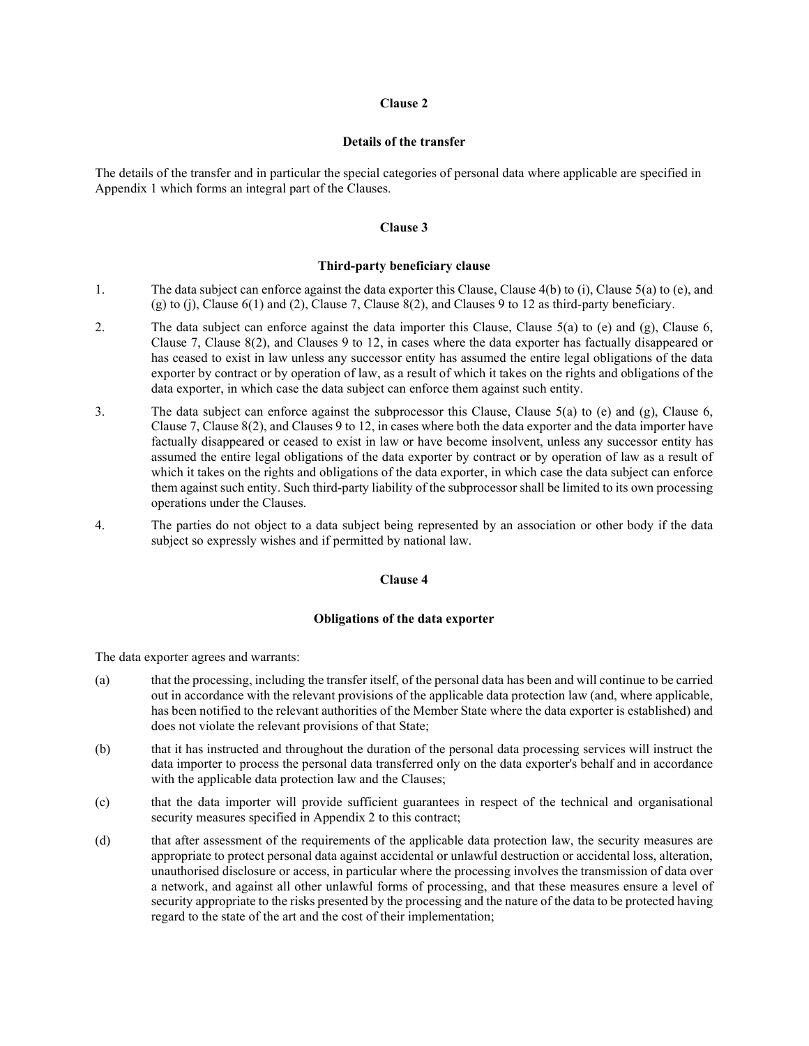## Clause 2

### Details of the transfer

The details of the transfer and in particular the special categories of personal data where applicable are specified in Appendix 1 which forms an integral part of the Clauses.

## Clause 3

### Third-party beneficiary clause

1. The data subject can enforce against the data exporter this Clause, Clause 4(b) to (i), Clause 5(a) to (e), and (g) to (j), Clause 6(1) and (2), Clause 7, Clause 8(2), and Clauses 9 to 12 as third-party beneficiary.

2. The data subject can enforce against the data importer this Clause, Clause 5(a) to (e) and (g), Clause 6, Clause 7, Clause 8(2), and Clauses 9 to 12, in cases where the data exporter has factually disappeared or has ceased to exist in law unless any successor entity has assumed the entire legal obligations of the data exporter by contract or by operation of law, as a result of which it takes on the rights and obligations of the data exporter, in which case the data subject can enforce them against such entity.

3. The data subject can enforce against the subprocessor this Clause, Clause 5(a) to (e) and (g), Clause 6, Clause 7, Clause 8(2), and Clauses 9 to 12, in cases where both the data exporter and the data importer have factually disappeared or ceased to exist in law or have become insolvent, unless any successor entity has assumed the entire legal obligations of the data exporter by contract or by operation of law as a result of which it takes on the rights and obligations of the data exporter, in which case the data subject can enforce them against such entity. Such third-party liability of the subprocessor shall be limited to its own processing operations under the Clauses.

4. The parties do not object to a data subject being represented by an association or other body if the data subject so expressly wishes and if permitted by national law.

## Clause 4

### Obligations of the data exporter

The data exporter agrees and warrants:

(a) that the processing, including the transfer itself, of the personal data has been and will continue to be carried out in accordance with the relevant provisions of the applicable data protection law (and, where applicable, has been notified to the relevant authorities of the Member State where the data exporter is established) and does not violate the relevant provisions of that State;

(b) that it has instructed and throughout the duration of the personal data processing services will instruct the data importer to process the personal data transferred only on the data exporter's behalf and in accordance with the applicable data protection law and the Clauses;

(c) that the data importer will provide sufficient guarantees in respect of the technical and organisational security measures specified in Appendix 2 to this contract;

(d) that after assessment of the requirements of the applicable data protection law, the security measures are appropriate to protect personal data against accidental or unlawful destruction or accidental loss, alteration, unauthorised disclosure or access, in particular where the processing involves the transmission of data over a network, and against all other unlawful forms of processing, and that these measures ensure a level of security appropriate to the risks presented by the processing and the nature of the data to be protected having regard to the state of the art and the cost of their implementation;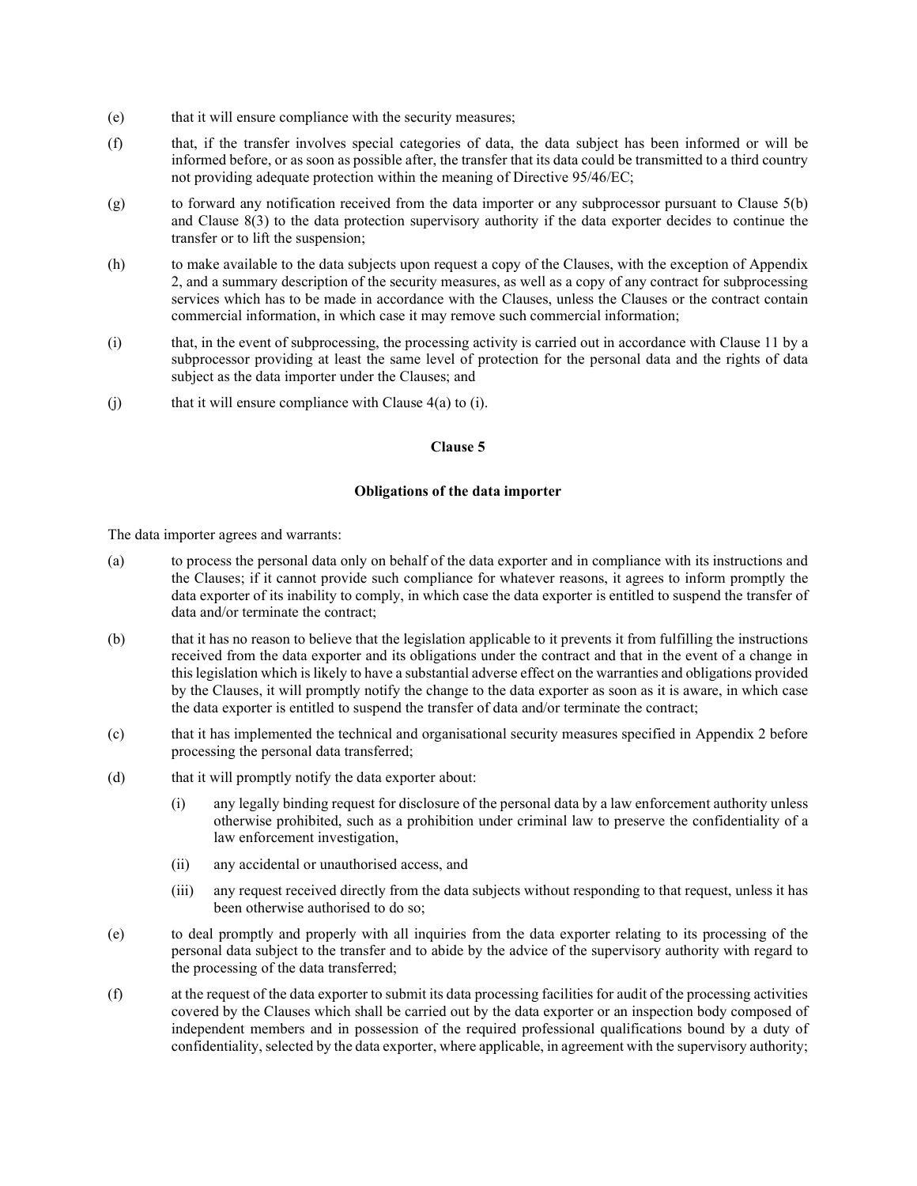(e) that it will ensure compliance with the security measures;

(f) that, if the transfer involves special categories of data, the data subject has been informed or will be informed before, or as soon as possible after, the transfer that its data could be transmitted to a third country not providing adequate protection within the meaning of Directive 95/46/EC;

(g) to forward any notification received from the data importer or any subprocessor pursuant to Clause 5(b) and Clause 8(3) to the data protection supervisory authority if the data exporter decides to continue the transfer or to lift the suspension;

(h) to make available to the data subjects upon request a copy of the Clauses, with the exception of Appendix 2, and a summary description of the security measures, as well as a copy of any contract for subprocessing services which has to be made in accordance with the Clauses, unless the Clauses or the contract contain commercial information, in which case it may remove such commercial information;

(i) that, in the event of subprocessing, the processing activity is carried out in accordance with Clause 11 by a subprocessor providing at least the same level of protection for the personal data and the rights of data subject as the data importer under the Clauses; and

(j) that it will ensure compliance with Clause 4(a) to (i).

**Clause 5**

**Obligations of the data importer**

The data importer agrees and warrants:

(a) to process the personal data only on behalf of the data exporter and in compliance with its instructions and the Clauses; if it cannot provide such compliance for whatever reasons, it agrees to inform promptly the data exporter of its inability to comply, in which case the data exporter is entitled to suspend the transfer of data and/or terminate the contract;

(b) that it has no reason to believe that the legislation applicable to it prevents it from fulfilling the instructions received from the data exporter and its obligations under the contract and that in the event of a change in this legislation which is likely to have a substantial adverse effect on the warranties and obligations provided by the Clauses, it will promptly notify the change to the data exporter as soon as it is aware, in which case the data exporter is entitled to suspend the transfer of data and/or terminate the contract;

(c) that it has implemented the technical and organisational security measures specified in Appendix 2 before processing the personal data transferred;

(d) that it will promptly notify the data exporter about:

 (i) any legally binding request for disclosure of the personal data by a law enforcement authority unless otherwise prohibited, such as a prohibition under criminal law to preserve the confidentiality of a law enforcement investigation,

 (ii) any accidental or unauthorised access, and

 (iii) any request received directly from the data subjects without responding to that request, unless it has been otherwise authorised to do so;

(e) to deal promptly and properly with all inquiries from the data exporter relating to its processing of the personal data subject to the transfer and to abide by the advice of the supervisory authority with regard to the processing of the data transferred;

(f) at the request of the data exporter to submit its data processing facilities for audit of the processing activities covered by the Clauses which shall be carried out by the data exporter or an inspection body composed of independent members and in possession of the required professional qualifications bound by a duty of confidentiality, selected by the data exporter, where applicable, in agreement with the supervisory authority;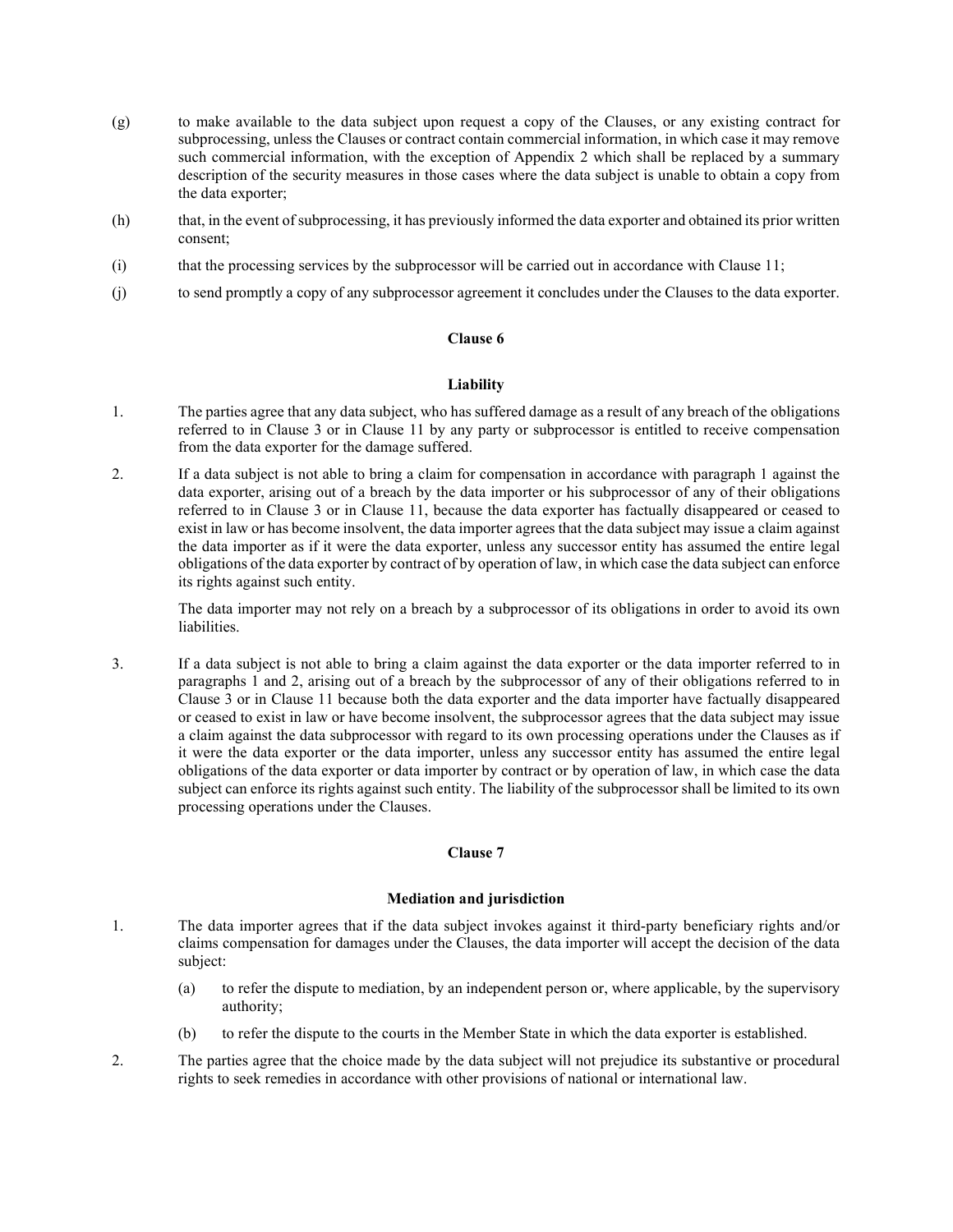(g) to make available to the data subject upon request a copy of the Clauses, or any existing contract for subprocessing, unless the Clauses or contract contain commercial information, in which case it may remove such commercial information, with the exception of Appendix 2 which shall be replaced by a summary description of the security measures in those cases where the data subject is unable to obtain a copy from the data exporter;

(h) that, in the event of subprocessing, it has previously informed the data exporter and obtained its prior written consent;

(i) that the processing services by the subprocessor will be carried out in accordance with Clause 11;

(j) to send promptly a copy of any subprocessor agreement it concludes under the Clauses to the data exporter.

**Clause 6**

**Liability**

1. The parties agree that any data subject, who has suffered damage as a result of any breach of the obligations referred to in Clause 3 or in Clause 11 by any party or subprocessor is entitled to receive compensation from the data exporter for the damage suffered.

2. If a data subject is not able to bring a claim for compensation in accordance with paragraph 1 against the data exporter, arising out of a breach by the data importer or his subprocessor of any of their obligations referred to in Clause 3 or in Clause 11, because the data exporter has factually disappeared or ceased to exist in law or has become insolvent, the data importer agrees that the data subject may issue a claim against the data importer as if it were the data exporter, unless any successor entity has assumed the entire legal obligations of the data exporter by contract of by operation of law, in which case the data subject can enforce its rights against such entity.

   The data importer may not rely on a breach by a subprocessor of its obligations in order to avoid its own liabilities.

3. If a data subject is not able to bring a claim against the data exporter or the data importer referred to in paragraphs 1 and 2, arising out of a breach by the subprocessor of any of their obligations referred to in Clause 3 or in Clause 11 because both the data exporter and the data importer have factually disappeared or ceased to exist in law or have become insolvent, the subprocessor agrees that the data subject may issue a claim against the data subprocessor with regard to its own processing operations under the Clauses as if it were the data exporter or the data importer, unless any successor entity has assumed the entire legal obligations of the data exporter or data importer by contract or by operation of law, in which case the data subject can enforce its rights against such entity. The liability of the subprocessor shall be limited to its own processing operations under the Clauses.

**Clause 7**

**Mediation and jurisdiction**

1. The data importer agrees that if the data subject invokes against it third-party beneficiary rights and/or claims compensation for damages under the Clauses, the data importer will accept the decision of the data subject:

   (a) to refer the dispute to mediation, by an independent person or, where applicable, by the supervisory authority;

   (b) to refer the dispute to the courts in the Member State in which the data exporter is established.

2. The parties agree that the choice made by the data subject will not prejudice its substantive or procedural rights to seek remedies in accordance with other provisions of national or international law.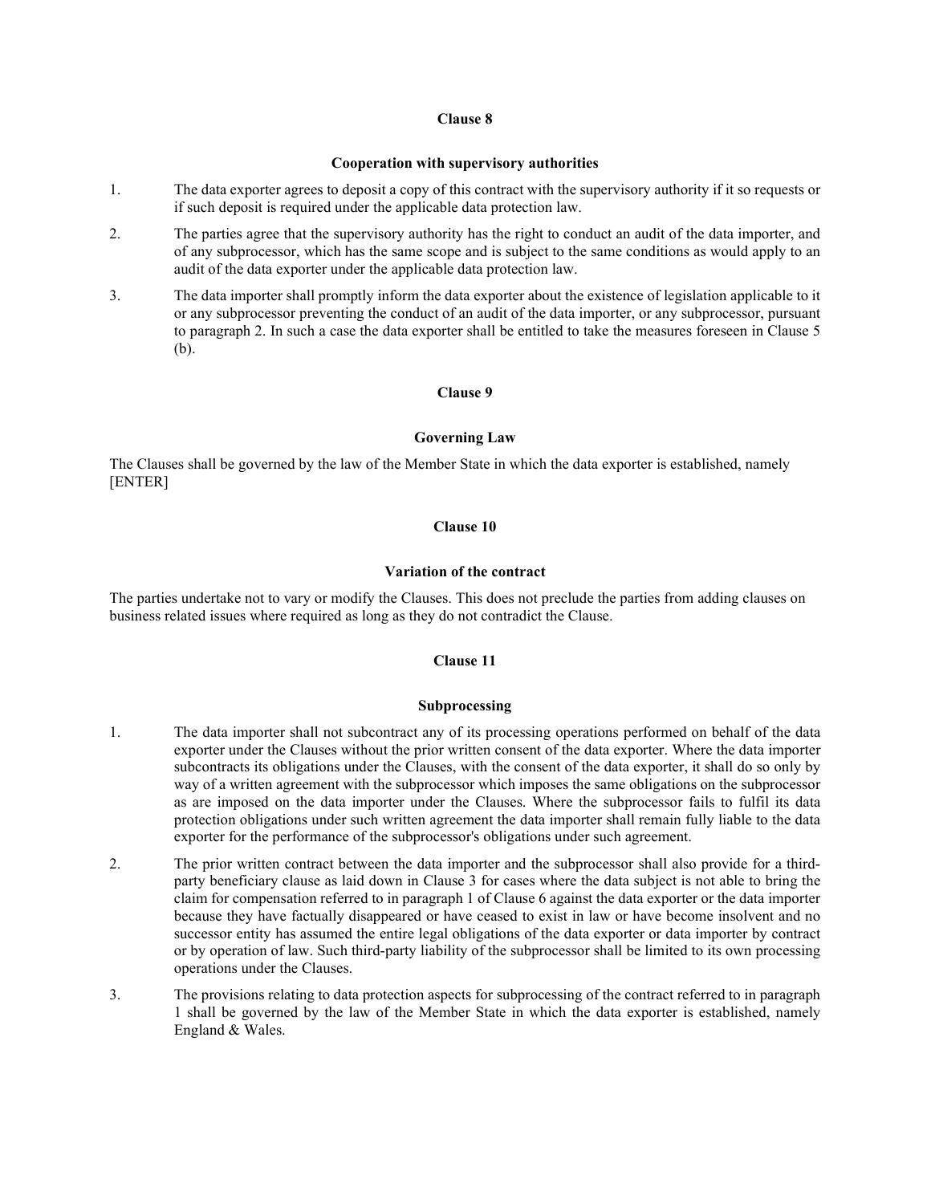### Clause 8

### Cooperation with supervisory authorities

1. The data exporter agrees to deposit a copy of this contract with the supervisory authority if it so requests or if such deposit is required under the applicable data protection law.
2. The parties agree that the supervisory authority has the right to conduct an audit of the data importer, and of any subprocessor, which has the same scope and is subject to the same conditions as would apply to an audit of the data exporter under the applicable data protection law.
3. The data importer shall promptly inform the data exporter about the existence of legislation applicable to it or any subprocessor preventing the conduct of an audit of the data importer, or any subprocessor, pursuant to paragraph 2. In such a case the data exporter shall be entitled to take the measures foreseen in Clause 5 (b).

### Clause 9

### Governing Law

The Clauses shall be governed by the law of the Member State in which the data exporter is established, namely [ENTER]

### Clause 10

### Variation of the contract

The parties undertake not to vary or modify the Clauses. This does not preclude the parties from adding clauses on business related issues where required as long as they do not contradict the Clause.

### Clause 11

### Subprocessing

1. The data importer shall not subcontract any of its processing operations performed on behalf of the data exporter under the Clauses without the prior written consent of the data exporter. Where the data importer subcontracts its obligations under the Clauses, with the consent of the data exporter, it shall do so only by way of a written agreement with the subprocessor which imposes the same obligations on the subprocessor as are imposed on the data importer under the Clauses. Where the subprocessor fails to fulfil its data protection obligations under such written agreement the data importer shall remain fully liable to the data exporter for the performance of the subprocessor's obligations under such agreement.
2. The prior written contract between the data importer and the subprocessor shall also provide for a third-party beneficiary clause as laid down in Clause 3 for cases where the data subject is not able to bring the claim for compensation referred to in paragraph 1 of Clause 6 against the data exporter or the data importer because they have factually disappeared or have ceased to exist in law or have become insolvent and no successor entity has assumed the entire legal obligations of the data exporter or data importer by contract or by operation of law. Such third-party liability of the subprocessor shall be limited to its own processing operations under the Clauses.
3. The provisions relating to data protection aspects for subprocessing of the contract referred to in paragraph 1 shall be governed by the law of the Member State in which the data exporter is established, namely England & Wales.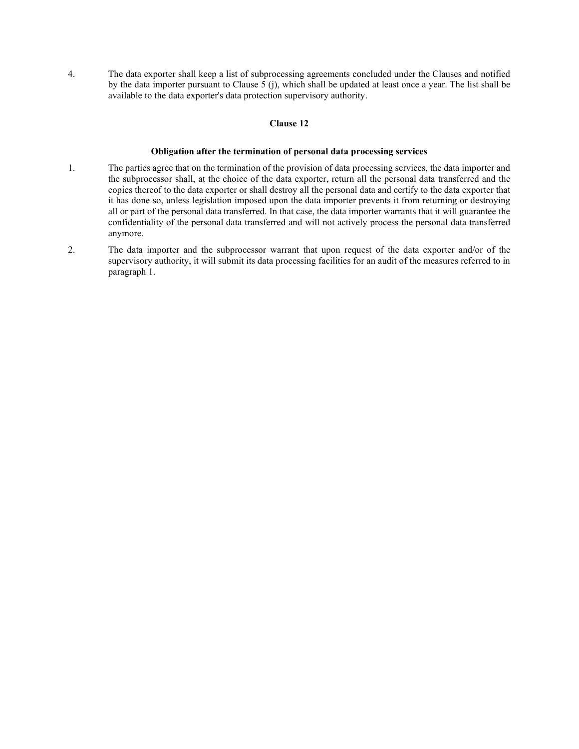4. The data exporter shall keep a list of subprocessing agreements concluded under the Clauses and notified by the data importer pursuant to Clause 5 (j), which shall be updated at least once a year. The list shall be available to the data exporter's data protection supervisory authority.

**Clause 12**

**Obligation after the termination of personal data processing services**

1. The parties agree that on the termination of the provision of data processing services, the data importer and the subprocessor shall, at the choice of the data exporter, return all the personal data transferred and the copies thereof to the data exporter or shall destroy all the personal data and certify to the data exporter that it has done so, unless legislation imposed upon the data importer prevents it from returning or destroying all or part of the personal data transferred. In that case, the data importer warrants that it will guarantee the confidentiality of the personal data transferred and will not actively process the personal data transferred anymore.

2. The data importer and the subprocessor warrant that upon request of the data exporter and/or of the supervisory authority, it will submit its data processing facilities for an audit of the measures referred to in paragraph 1.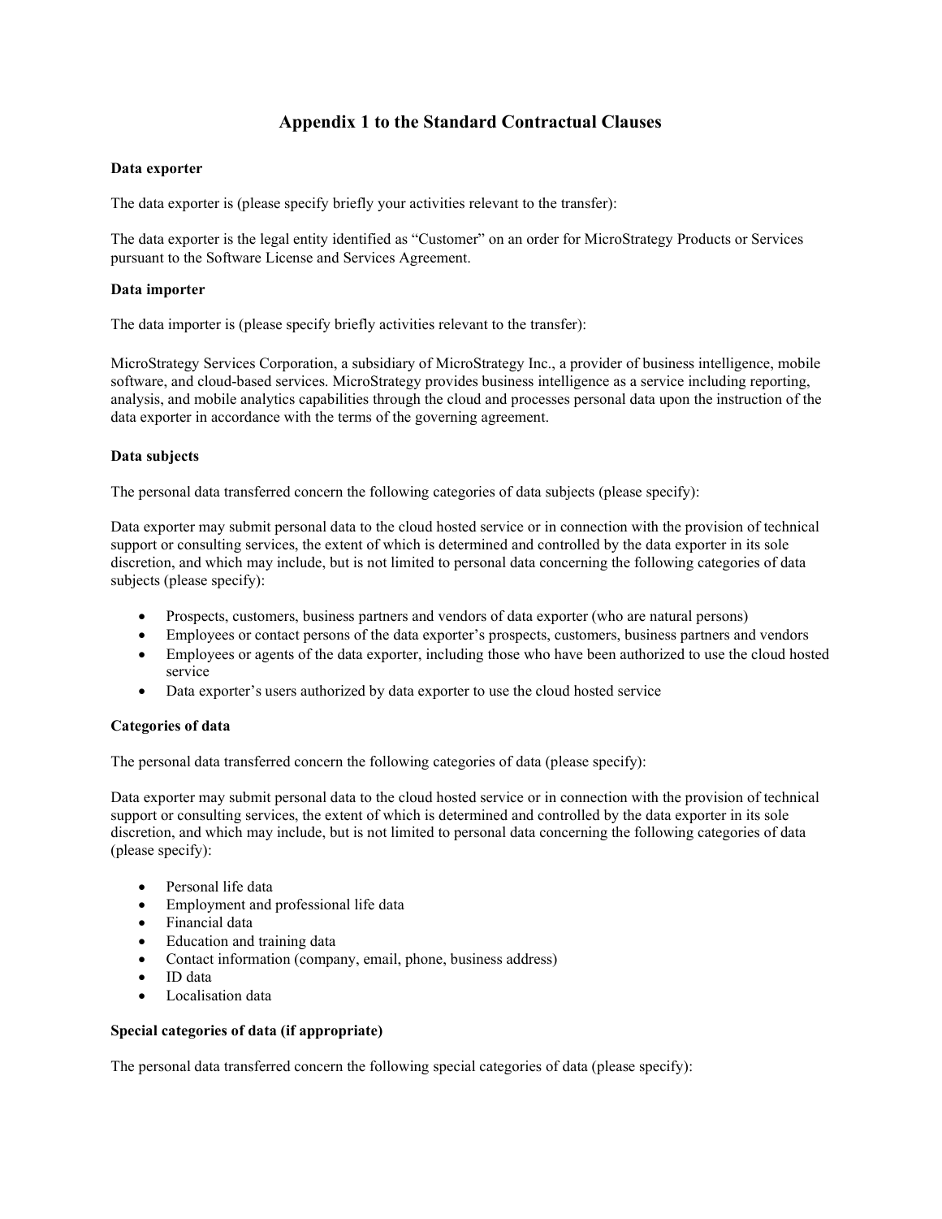# Appendix 1 to the Standard Contractual Clauses

**Data exporter**

The data exporter is (please specify briefly your activities relevant to the transfer):

The data exporter is the legal entity identified as "Customer" on an order for MicroStrategy Products or Services pursuant to the Software License and Services Agreement.

**Data importer**

The data importer is (please specify briefly activities relevant to the transfer):

MicroStrategy Services Corporation, a subsidiary of MicroStrategy Inc., a provider of business intelligence, mobile software, and cloud-based services. MicroStrategy provides business intelligence as a service including reporting, analysis, and mobile analytics capabilities through the cloud and processes personal data upon the instruction of the data exporter in accordance with the terms of the governing agreement.

**Data subjects**

The personal data transferred concern the following categories of data subjects (please specify):

Data exporter may submit personal data to the cloud hosted service or in connection with the provision of technical support or consulting services, the extent of which is determined and controlled by the data exporter in its sole discretion, and which may include, but is not limited to personal data concerning the following categories of data subjects (please specify):

- Prospects, customers, business partners and vendors of data exporter (who are natural persons)
- Employees or contact persons of the data exporter's prospects, customers, business partners and vendors
- Employees or agents of the data exporter, including those who have been authorized to use the cloud hosted service
- Data exporter's users authorized by data exporter to use the cloud hosted service

**Categories of data**

The personal data transferred concern the following categories of data (please specify):

Data exporter may submit personal data to the cloud hosted service or in connection with the provision of technical support or consulting services, the extent of which is determined and controlled by the data exporter in its sole discretion, and which may include, but is not limited to personal data concerning the following categories of data (please specify):

- Personal life data
- Employment and professional life data
- Financial data
- Education and training data
- Contact information (company, email, phone, business address)
- ID data
- Localisation data

**Special categories of data (if appropriate)**

The personal data transferred concern the following special categories of data (please specify):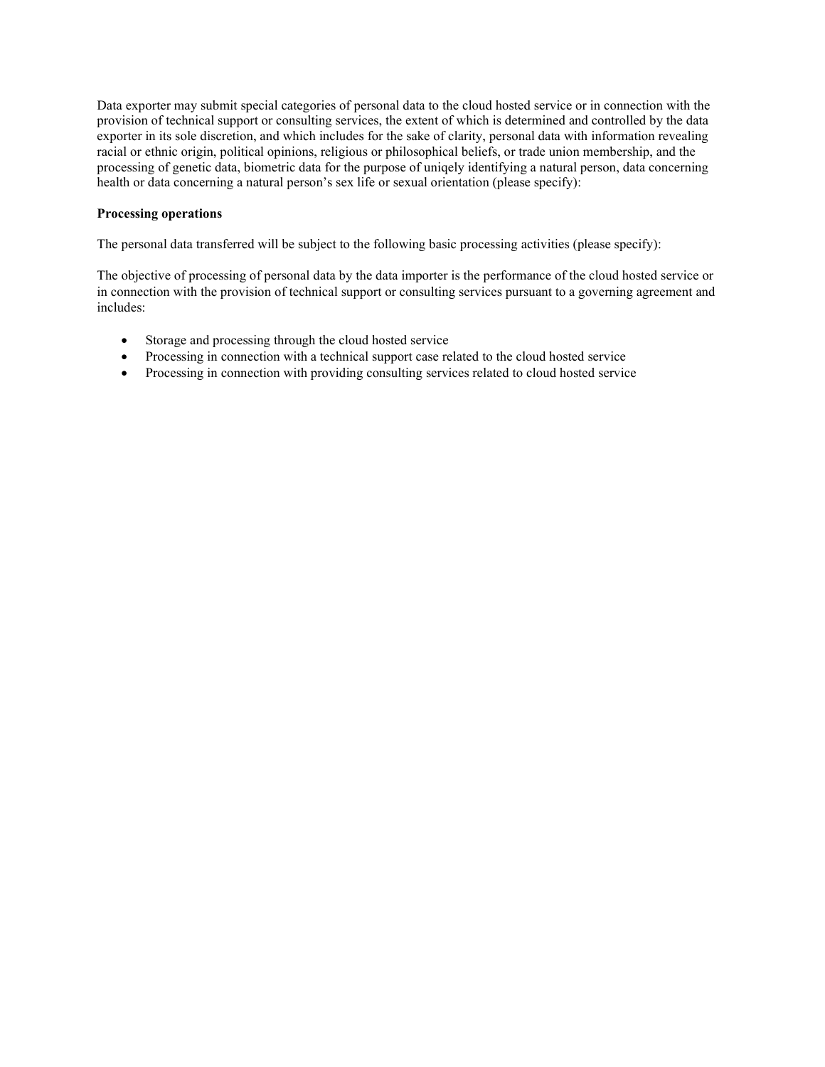Data exporter may submit special categories of personal data to the cloud hosted service or in connection with the provision of technical support or consulting services, the extent of which is determined and controlled by the data exporter in its sole discretion, and which includes for the sake of clarity, personal data with information revealing racial or ethnic origin, political opinions, religious or philosophical beliefs, or trade union membership, and the processing of genetic data, biometric data for the purpose of uniqely identifying a natural person, data concerning health or data concerning a natural person's sex life or sexual orientation (please specify):

**Processing operations**

The personal data transferred will be subject to the following basic processing activities (please specify):

The objective of processing of personal data by the data importer is the performance of the cloud hosted service or in connection with the provision of technical support or consulting services pursuant to a governing agreement and includes:

- Storage and processing through the cloud hosted service
- Processing in connection with a technical support case related to the cloud hosted service
- Processing in connection with providing consulting services related to cloud hosted service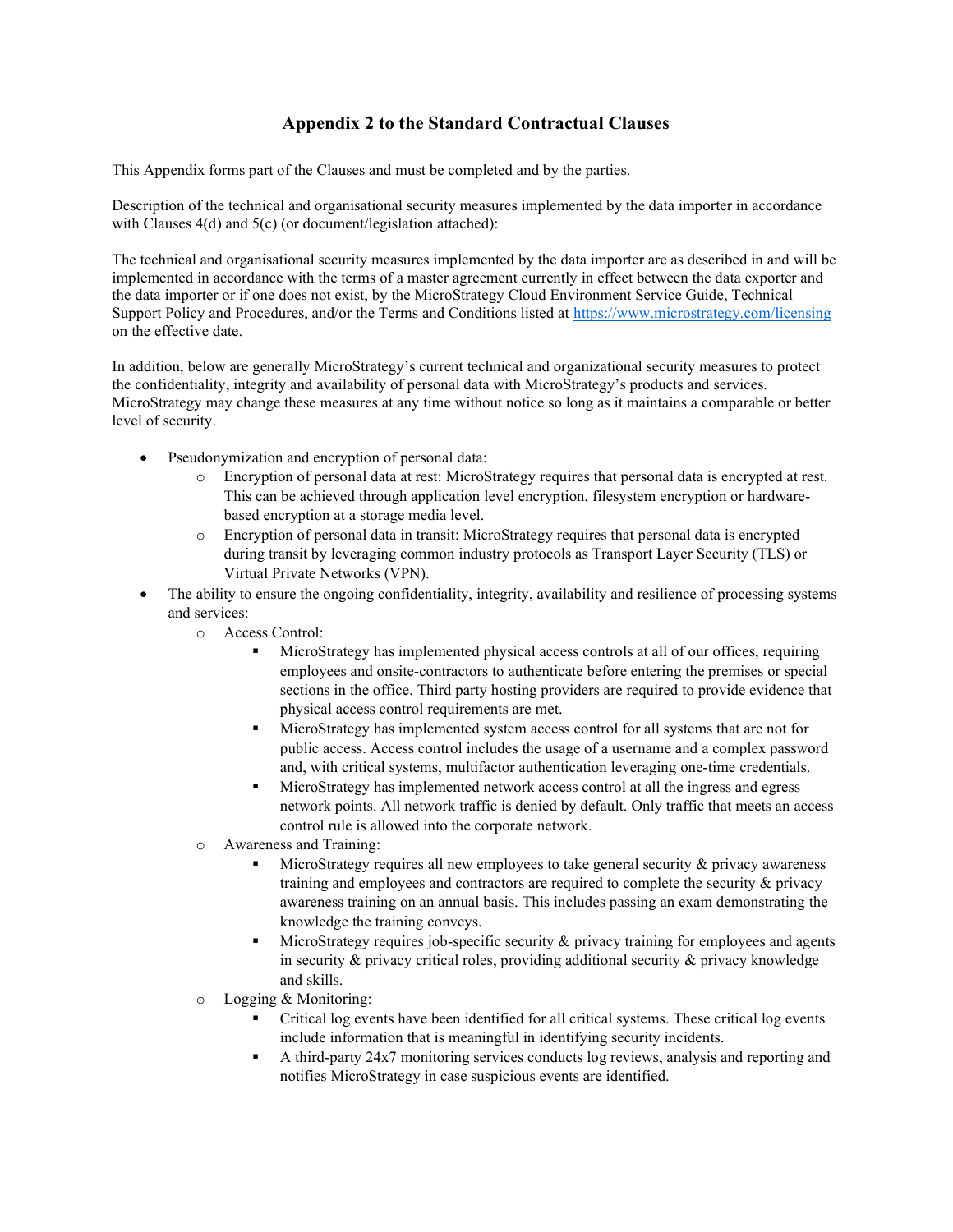# Appendix 2 to the Standard Contractual Clauses

This Appendix forms part of the Clauses and must be completed and by the parties.

Description of the technical and organisational security measures implemented by the data importer in accordance with Clauses 4(d) and 5(c) (or document/legislation attached):

The technical and organisational security measures implemented by the data importer are as described in and will be implemented in accordance with the terms of a master agreement currently in effect between the data exporter and the data importer or if one does not exist, by the MicroStrategy Cloud Environment Service Guide, Technical Support Policy and Procedures, and/or the Terms and Conditions listed at [https://www.microstrategy.com/licensing](https://www.microstrategy.com/licensing) on the effective date.

In addition, below are generally MicroStrategy's current technical and organizational security measures to protect the confidentiality, integrity and availability of personal data with MicroStrategy's products and services. MicroStrategy may change these measures at any time without notice so long as it maintains a comparable or better level of security.

- Pseudonymization and encryption of personal data:
  - Encryption of personal data at rest: MicroStrategy requires that personal data is encrypted at rest. This can be achieved through application level encryption, filesystem encryption or hardware-based encryption at a storage media level.
  - Encryption of personal data in transit: MicroStrategy requires that personal data is encrypted during transit by leveraging common industry protocols as Transport Layer Security (TLS) or Virtual Private Networks (VPN).
- The ability to ensure the ongoing confidentiality, integrity, availability and resilience of processing systems and services:
  - Access Control:
    - MicroStrategy has implemented physical access controls at all of our offices, requiring employees and onsite-contractors to authenticate before entering the premises or special sections in the office. Third party hosting providers are required to provide evidence that physical access control requirements are met.
    - MicroStrategy has implemented system access control for all systems that are not for public access. Access control includes the usage of a username and a complex password and, with critical systems, multifactor authentication leveraging one-time credentials.
    - MicroStrategy has implemented network access control at all the ingress and egress network points. All network traffic is denied by default. Only traffic that meets an access control rule is allowed into the corporate network.
  - Awareness and Training:
    - MicroStrategy requires all new employees to take general security & privacy awareness training and employees and contractors are required to complete the security & privacy awareness training on an annual basis. This includes passing an exam demonstrating the knowledge the training conveys.
    - MicroStrategy requires job-specific security & privacy training for employees and agents in security & privacy critical roles, providing additional security & privacy knowledge and skills.
  - Logging & Monitoring:
    - Critical log events have been identified for all critical systems. These critical log events include information that is meaningful in identifying security incidents.
    - A third-party 24x7 monitoring services conducts log reviews, analysis and reporting and notifies MicroStrategy in case suspicious events are identified.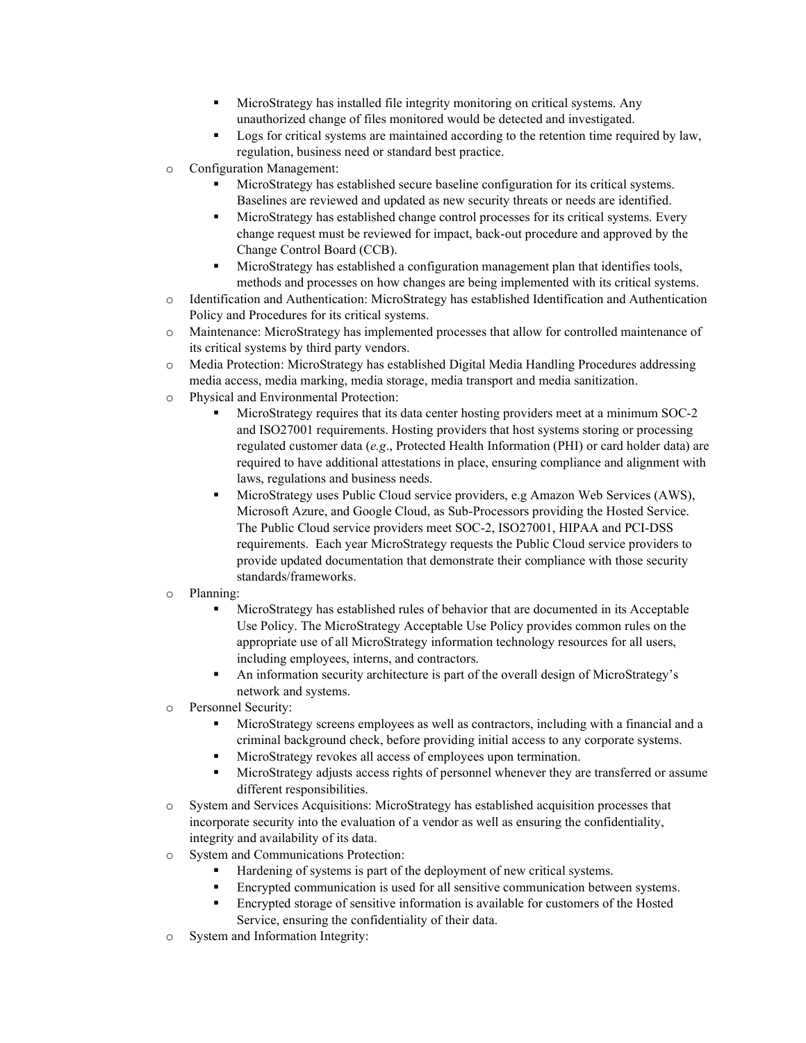- MicroStrategy has installed file integrity monitoring on critical systems. Any unauthorized change of files monitored would be detected and investigated.
    - Logs for critical systems are maintained according to the retention time required by law, regulation, business need or standard best practice.
  - Configuration Management:
    - MicroStrategy has established secure baseline configuration for its critical systems. Baselines are reviewed and updated as new security threats or needs are identified.
    - MicroStrategy has established change control processes for its critical systems. Every change request must be reviewed for impact, back-out procedure and approved by the Change Control Board (CCB).
    - MicroStrategy has established a configuration management plan that identifies tools, methods and processes on how changes are being implemented with its critical systems.
  - Identification and Authentication: MicroStrategy has established Identification and Authentication Policy and Procedures for its critical systems.
  - Maintenance: MicroStrategy has implemented processes that allow for controlled maintenance of its critical systems by third party vendors.
  - Media Protection: MicroStrategy has established Digital Media Handling Procedures addressing media access, media marking, media storage, media transport and media sanitization.
  - Physical and Environmental Protection:
    - MicroStrategy requires that its data center hosting providers meet at a minimum SOC-2 and ISO27001 requirements. Hosting providers that host systems storing or processing regulated customer data (*e.g*., Protected Health Information (PHI) or card holder data) are required to have additional attestations in place, ensuring compliance and alignment with laws, regulations and business needs.
    - MicroStrategy uses Public Cloud service providers, e.g Amazon Web Services (AWS), Microsoft Azure, and Google Cloud, as Sub-Processors providing the Hosted Service. The Public Cloud service providers meet SOC-2, ISO27001, HIPAA and PCI-DSS requirements. Each year MicroStrategy requests the Public Cloud service providers to provide updated documentation that demonstrate their compliance with those security standards/frameworks.
  - Planning:
    - MicroStrategy has established rules of behavior that are documented in its Acceptable Use Policy. The MicroStrategy Acceptable Use Policy provides common rules on the appropriate use of all MicroStrategy information technology resources for all users, including employees, interns, and contractors.
    - An information security architecture is part of the overall design of MicroStrategy's network and systems.
  - Personnel Security:
    - MicroStrategy screens employees as well as contractors, including with a financial and a criminal background check, before providing initial access to any corporate systems.
    - MicroStrategy revokes all access of employees upon termination.
    - MicroStrategy adjusts access rights of personnel whenever they are transferred or assume different responsibilities.
  - System and Services Acquisitions: MicroStrategy has established acquisition processes that incorporate security into the evaluation of a vendor as well as ensuring the confidentiality, integrity and availability of its data.
  - System and Communications Protection:
    - Hardening of systems is part of the deployment of new critical systems.
    - Encrypted communication is used for all sensitive communication between systems.
    - Encrypted storage of sensitive information is available for customers of the Hosted Service, ensuring the confidentiality of their data.
  - System and Information Integrity: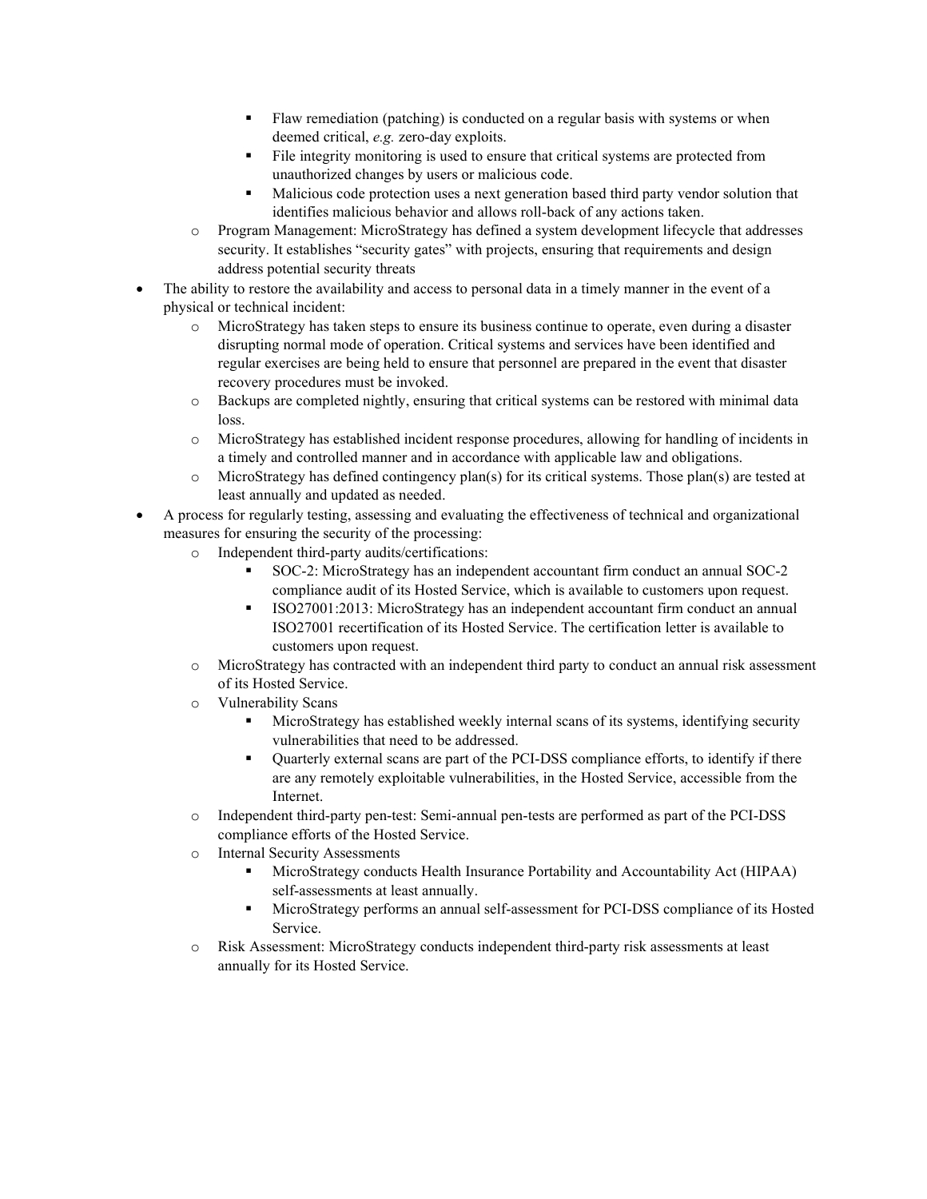- Flaw remediation (patching) is conducted on a regular basis with systems or when deemed critical, *e.g.* zero-day exploits.
    - File integrity monitoring is used to ensure that critical systems are protected from unauthorized changes by users or malicious code.
    - Malicious code protection uses a next generation based third party vendor solution that identifies malicious behavior and allows roll-back of any actions taken.
  - Program Management: MicroStrategy has defined a system development lifecycle that addresses security. It establishes "security gates" with projects, ensuring that requirements and design address potential security threats
- The ability to restore the availability and access to personal data in a timely manner in the event of a physical or technical incident:
  - MicroStrategy has taken steps to ensure its business continue to operate, even during a disaster disrupting normal mode of operation. Critical systems and services have been identified and regular exercises are being held to ensure that personnel are prepared in the event that disaster recovery procedures must be invoked.
  - Backups are completed nightly, ensuring that critical systems can be restored with minimal data loss.
  - MicroStrategy has established incident response procedures, allowing for handling of incidents in a timely and controlled manner and in accordance with applicable law and obligations.
  - MicroStrategy has defined contingency plan(s) for its critical systems. Those plan(s) are tested at least annually and updated as needed.
- A process for regularly testing, assessing and evaluating the effectiveness of technical and organizational measures for ensuring the security of the processing:
  - Independent third-party audits/certifications:
    - SOC-2: MicroStrategy has an independent accountant firm conduct an annual SOC-2 compliance audit of its Hosted Service, which is available to customers upon request.
    - ISO27001:2013: MicroStrategy has an independent accountant firm conduct an annual ISO27001 recertification of its Hosted Service. The certification letter is available to customers upon request.
  - MicroStrategy has contracted with an independent third party to conduct an annual risk assessment of its Hosted Service.
  - Vulnerability Scans
    - MicroStrategy has established weekly internal scans of its systems, identifying security vulnerabilities that need to be addressed.
    - Quarterly external scans are part of the PCI-DSS compliance efforts, to identify if there are any remotely exploitable vulnerabilities, in the Hosted Service, accessible from the Internet.
  - Independent third-party pen-test: Semi-annual pen-tests are performed as part of the PCI-DSS compliance efforts of the Hosted Service.
  - Internal Security Assessments
    - MicroStrategy conducts Health Insurance Portability and Accountability Act (HIPAA) self-assessments at least annually.
    - MicroStrategy performs an annual self-assessment for PCI-DSS compliance of its Hosted Service.
  - Risk Assessment: MicroStrategy conducts independent third-party risk assessments at least annually for its Hosted Service.